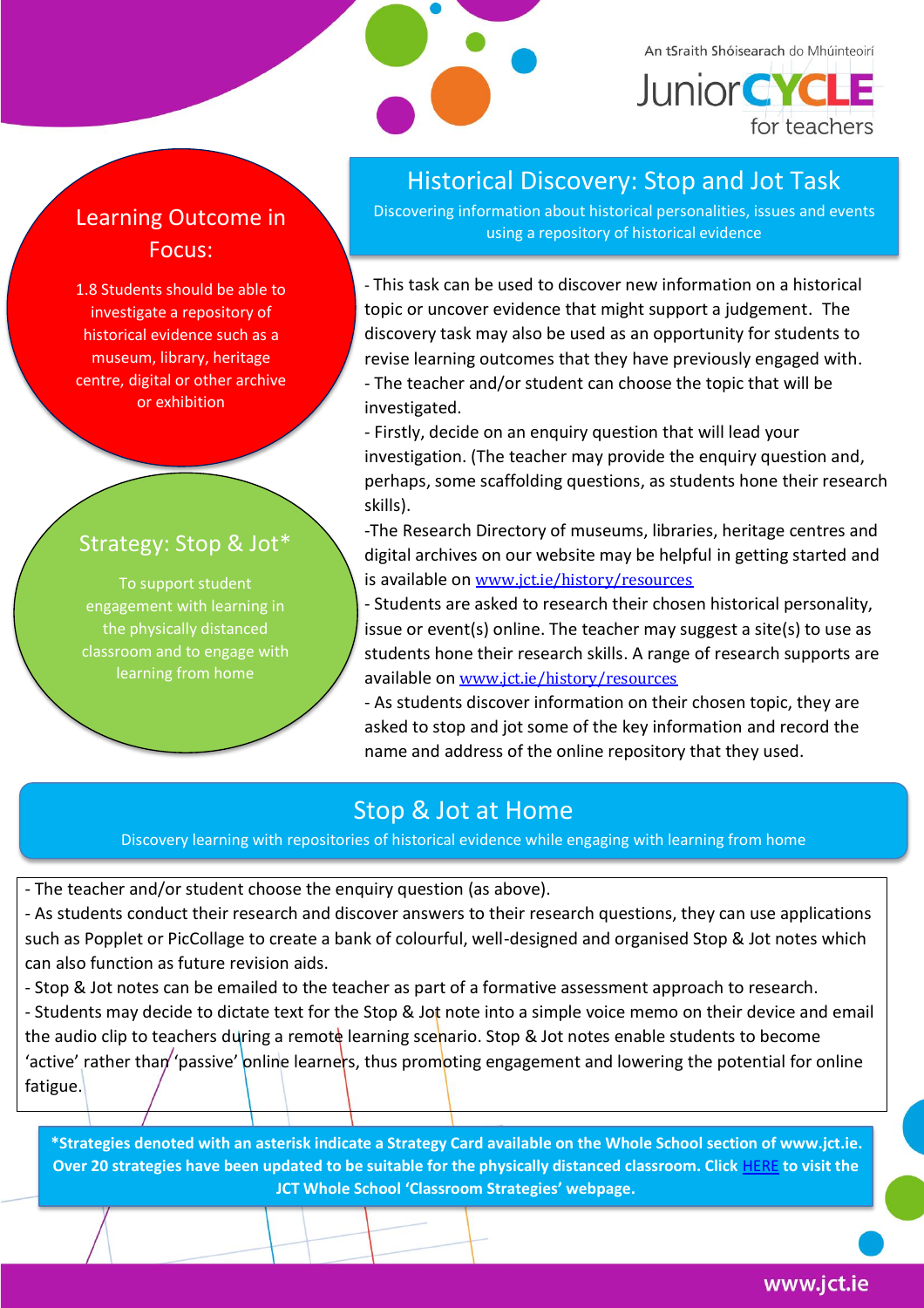An tSraith Shóisearach do Mhúinteoirí

JuniorCYCLE for teachers

## Learning Outcome in Focus:

1.8 Students should be able to investigate a repository of historical evidence such as a museum, library, heritage centre, digital or other archive or exhibition

## Strategy: Stop & Jot*

To support student engagement with learning in the physically distanced classroom and to engage with learning from home

# Historical Discovery: Stop and Jot Task

Discovering information about historical personalities, issues and events using a repository of historical evidence

- This task can be used to discover new information on a historical topic or uncover evidence that might support a judgement. The discovery task may also be used as an opportunity for students to revise learning outcomes that they have previously engaged with.
- The teacher and/or student can choose the topic that will be investigated.
- Firstly, decide on an enquiry question that will lead your investigation. (The teacher may provide the enquiry question and, perhaps, some scaffolding questions, as students hone their research skills).
- The Research Directory of museums, libraries, heritage centres and digital archives on our website may be helpful in getting started and is available on www.jct.ie/history/resources
- Students are asked to research their chosen historical personality, issue or event(s) online. The teacher may suggest a site(s) to use as students hone their research skills. A range of research supports are available on www.jct.ie/history/resources
- As students discover information on their chosen topic, they are asked to stop and jot some of the key information and record the name and address of the online repository that they used.

# Stop & Jot at Home

Discovery learning with repositories of historical evidence while engaging with learning from home

- The teacher and/or student choose the enquiry question (as above).
- As students conduct their research and discover answers to their research questions, they can use applications such as Popplet or PicCollage to create a bank of colourful, well-designed and organised Stop & Jot notes which can also function as future revision aids.
- Stop & Jot notes can be emailed to the teacher as part of a formative assessment approach to research.
- Students may decide to dictate text for the Stop & Jot note into a simple voice memo on their device and email the audio clip to teachers during a remote learning scenario. Stop & Jot notes enable students to become 'active' rather than 'passive' online learners, thus promoting engagement and lowering the potential for online fatigue.

**\*Strategies denoted with an asterisk indicate a Strategy Card available on the Whole School section of www.jct.ie. Over 20 strategies have been updated to be suitable for the physically distanced classroom. Click HERE to visit the JCT Whole School 'Classroom Strategies' webpage.**

www.jct.ie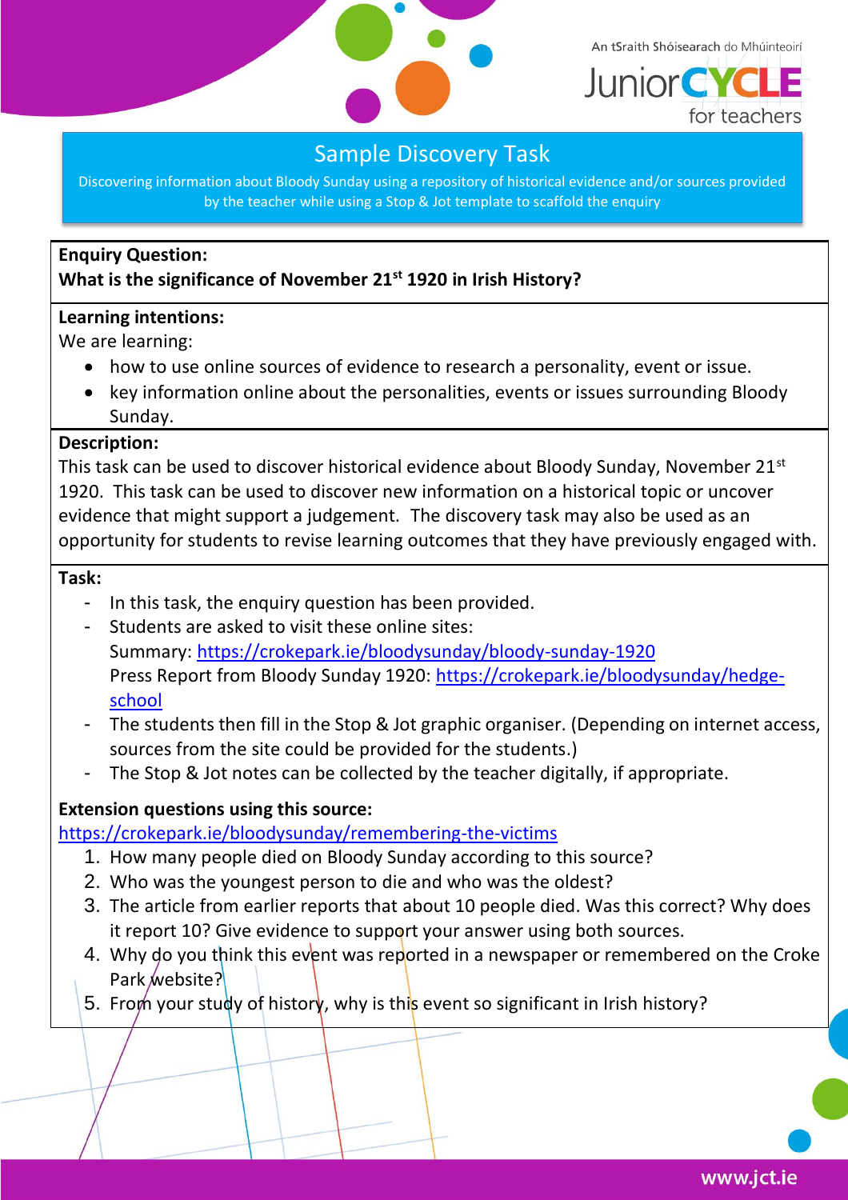# Sample Discovery Task

Discovering information about Bloody Sunday using a repository of historical evidence and/or sources provided by the teacher while using a Stop & Jot template to scaffold the enquiry

**Enquiry Question:**
**What is the significance of November 21st 1920 in Irish History?**

**Learning intentions:**
We are learning:

- how to use online sources of evidence to research a personality, event or issue.
- key information online about the personalities, events or issues surrounding Bloody Sunday.

**Description:**
This task can be used to discover historical evidence about Bloody Sunday, November 21st 1920. This task can be used to discover new information on a historical topic or uncover evidence that might support a judgement. The discovery task may also be used as an opportunity for students to revise learning outcomes that they have previously engaged with.

**Task:**

- In this task, the enquiry question has been provided.
- Students are asked to visit these online sites:
  Summary: https://crokepark.ie/bloodysunday/bloody-sunday-1920
  Press Report from Bloody Sunday 1920: https://crokepark.ie/bloodysunday/hedge-school
- The students then fill in the Stop & Jot graphic organiser. (Depending on internet access, sources from the site could be provided for the students.)
- The Stop & Jot notes can be collected by the teacher digitally, if appropriate.

**Extension questions using this source:**
https://crokepark.ie/bloodysunday/remembering-the-victims

1. How many people died on Bloody Sunday according to this source?
2. Who was the youngest person to die and who was the oldest?
3. The article from earlier reports that about 10 people died. Was this correct? Why does it report 10? Give evidence to support your answer using both sources.
4. Why do you think this event was reported in a newspaper or remembered on the Croke Park website?
5. From your study of history, why is this event so significant in Irish history?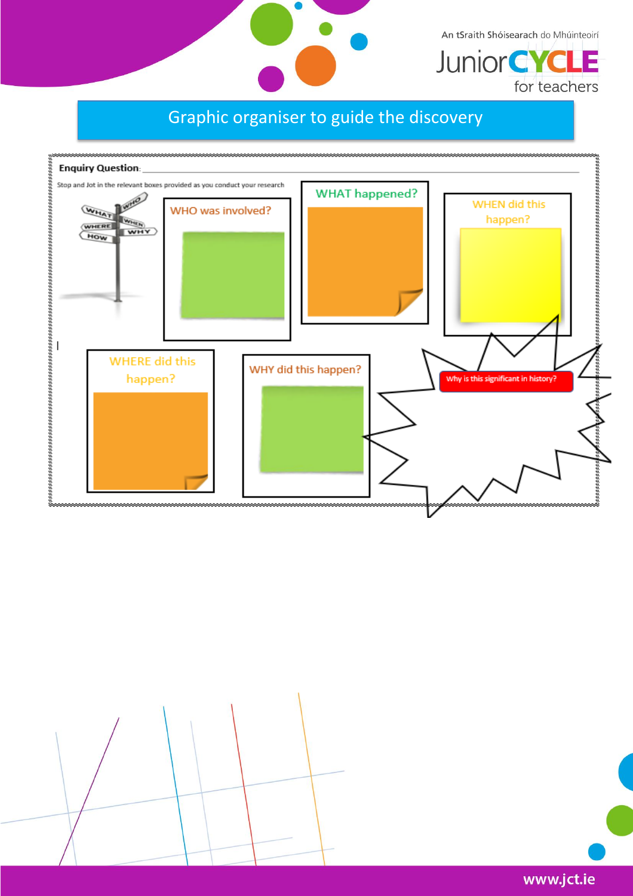# Graphic organiser to guide the discovery

**Enquiry Question**: ___________________________________________

Stop and Jot in the relevant boxes provided as you conduct your research

WHAT / WHO / WHERE / WHEN / HOW / WHY

WHO was involved?

WHAT happened?

WHEN did this happen?

WHERE did this happen?

WHY did this happen?

Why is this significant in history?